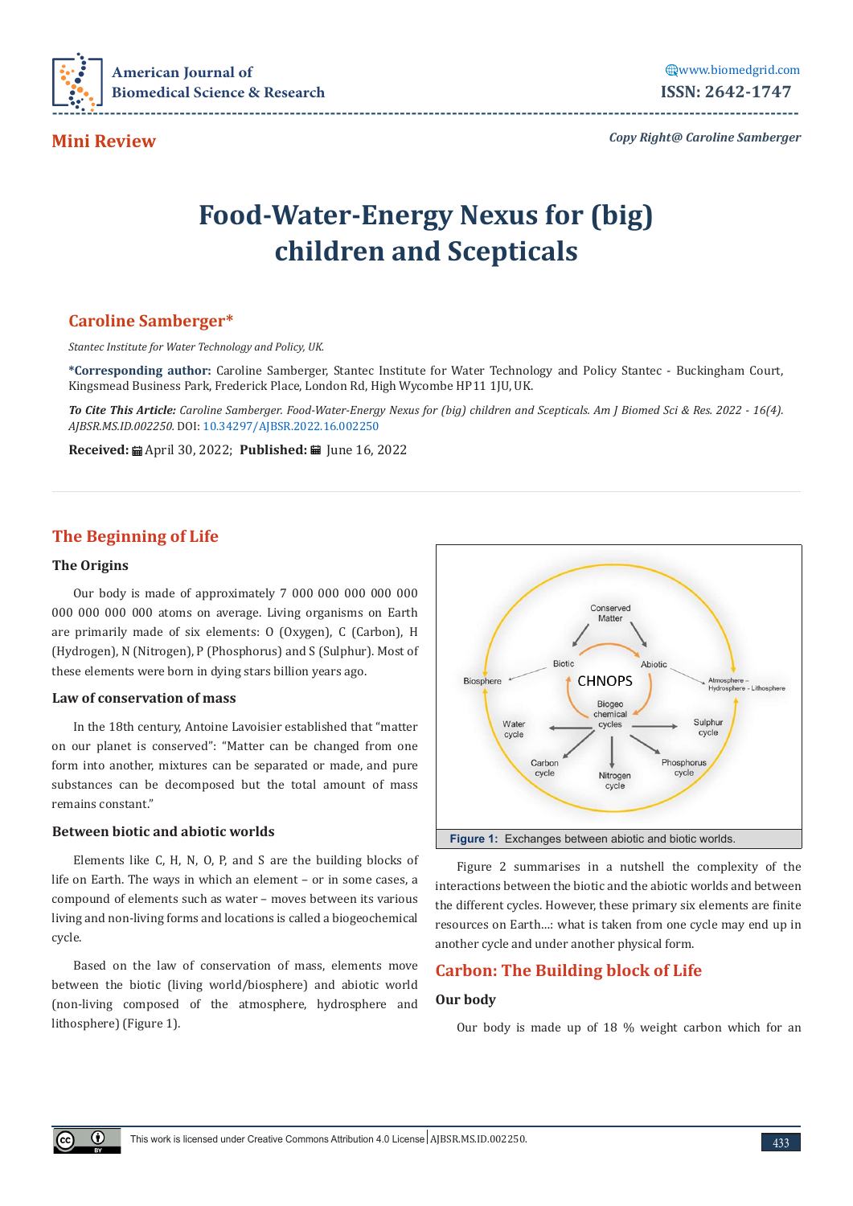Mini Review

Copy Right@ Caroline Samberger

# Food-Water-Energy Nexus for (big) children and Scepticals

**Caroline Samberger***

*Stantec Institute for Water Technology and Policy, UK.*

***Corresponding author:** Caroline Samberger, Stantec Institute for Water Technology and Policy Stantec - Buckingham Court, Kingsmead Business Park, Frederick Place, London Rd, High Wycombe HP11 1JU, UK.

***To Cite This Article:** Caroline Samberger. Food-Water-Energy Nexus for (big) children and Scepticals. Am J Biomed Sci & Res. 2022 - 16(4). AJBSR.MS.ID.002250.* DOI: 10.34297/AJBSR.2022.16.002250

**Received:** April 30, 2022; **Published:** June 16, 2022

## The Beginning of Life

### The Origins

Our body is made of approximately 7 000 000 000 000 000 000 000 000 000 atoms on average. Living organisms on Earth are primarily made of six elements: O (Oxygen), C (Carbon), H (Hydrogen), N (Nitrogen), P (Phosphorus) and S (Sulphur). Most of these elements were born in dying stars billion years ago.

### Law of conservation of mass

In the 18th century, Antoine Lavoisier established that "matter on our planet is conserved": "Matter can be changed from one form into another, mixtures can be separated or made, and pure substances can be decomposed but the total amount of mass remains constant."

### Between biotic and abiotic worlds

Elements like C, H, N, O, P, and S are the building blocks of life on Earth. The ways in which an element – or in some cases, a compound of elements such as water – moves between its various living and non-living forms and locations is called a biogeochemical cycle.

Based on the law of conservation of mass, elements move between the biotic (living world/biosphere) and abiotic world (non-living composed of the atmosphere, hydrosphere and lithosphere) (Figure 1).

**Figure 1:** Exchanges between abiotic and biotic worlds.

Figure 2 summarises in a nutshell the complexity of the interactions between the biotic and the abiotic worlds and between the different cycles. However, these primary six elements are finite resources on Earth...: what is taken from one cycle may end up in another cycle and under another physical form.

## Carbon: The Building block of Life

### Our body

Our body is made up of 18 % weight carbon which for an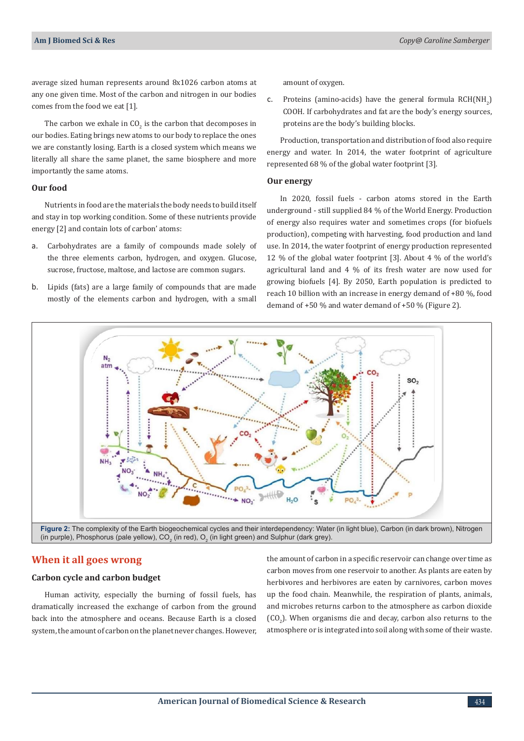average sized human represents around 8x1026 carbon atoms at any one given time. Most of the carbon and nitrogen in our bodies comes from the food we eat [1].

The carbon we exhale in $CO_2$ is the carbon that decomposes in our bodies. Eating brings new atoms to our body to replace the ones we are constantly losing. Earth is a closed system which means we literally all share the same planet, the same biosphere and more importantly the same atoms.

### Our food

Nutrients in food are the materials the body needs to build itself and stay in top working condition. Some of these nutrients provide energy [2] and contain lots of carbon' atoms:

a. Carbohydrates are a family of compounds made solely of the three elements carbon, hydrogen, and oxygen. Glucose, sucrose, fructose, maltose, and lactose are common sugars.

b. Lipids (fats) are a large family of compounds that are made mostly of the elements carbon and hydrogen, with a small amount of oxygen.

c. Proteins (amino-acids) have the general formula $RCH(NH_2)COOH$. If carbohydrates and fat are the body's energy sources, proteins are the body's building blocks.

Production, transportation and distribution of food also require energy and water. In 2014, the water footprint of agriculture represented 68 % of the global water footprint [3].

### Our energy

In 2020, fossil fuels - carbon atoms stored in the Earth underground - still supplied 84 % of the World Energy. Production of energy also requires water and sometimes crops (for biofuels production), competing with harvesting, food production and land use. In 2014, the water footprint of energy production represented 12 % of the global water footprint [3]. About 4 % of the world's agricultural land and 4 % of its fresh water are now used for growing biofuels [4]. By 2050, Earth population is predicted to reach 10 billion with an increase in energy demand of +80 %, food demand of +50 % and water demand of +50 % (Figure 2).

**Figure 2:** The complexity of the Earth biogeochemical cycles and their interdependency: Water (in light blue), Carbon (in dark brown), Nitrogen (in purple), Phosphorus (pale yellow), $CO_2$ (in red), $O_2$ (in light green) and Sulphur (dark grey).

## When it all goes wrong

### Carbon cycle and carbon budget

Human activity, especially the burning of fossil fuels, has dramatically increased the exchange of carbon from the ground back into the atmosphere and oceans. Because Earth is a closed system, the amount of carbon on the planet never changes. However, the amount of carbon in a specific reservoir can change over time as carbon moves from one reservoir to another. As plants are eaten by herbivores and herbivores are eaten by carnivores, carbon moves up the food chain. Meanwhile, the respiration of plants, animals, and microbes returns carbon to the atmosphere as carbon dioxide ($CO_2$). When organisms die and decay, carbon also returns to the atmosphere or is integrated into soil along with some of their waste.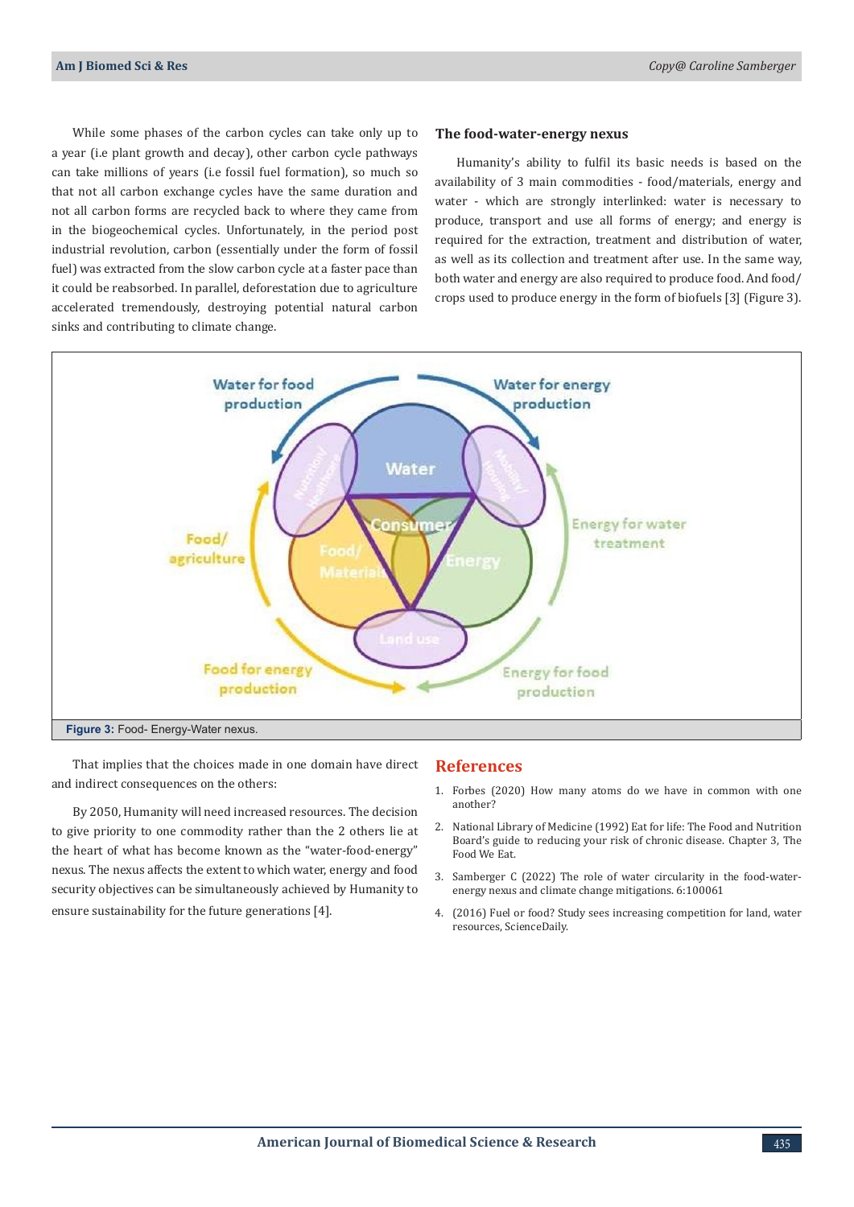While some phases of the carbon cycles can take only up to a year (i.e plant growth and decay), other carbon cycle pathways can take millions of years (i.e fossil fuel formation), so much so that not all carbon exchange cycles have the same duration and not all carbon forms are recycled back to where they came from in the biogeochemical cycles. Unfortunately, in the period post industrial revolution, carbon (essentially under the form of fossil fuel) was extracted from the slow carbon cycle at a faster pace than it could be reabsorbed. In parallel, deforestation due to agriculture accelerated tremendously, destroying potential natural carbon sinks and contributing to climate change.

### The food-water-energy nexus

Humanity's ability to fulfil its basic needs is based on the availability of 3 main commodities - food/materials, energy and water - which are strongly interlinked: water is necessary to produce, transport and use all forms of energy; and energy is required for the extraction, treatment and distribution of water, as well as its collection and treatment after use. In the same way, both water and energy are also required to produce food. And food/crops used to produce energy in the form of biofuels [3] (Figure 3).

Water for food production
Water for energy production
Water
Nutrition/Healthcare
Mobility/Housing
Consumer
Food/agriculture
Food/Materials
Energy
Energy for water treatment
Land use
Food for energy production
Energy for food production

**Figure 3:** Food- Energy-Water nexus.

That implies that the choices made in one domain have direct and indirect consequences on the others:

By 2050, Humanity will need increased resources. The decision to give priority to one commodity rather than the 2 others lie at the heart of what has become known as the "water-food-energy" nexus. The nexus affects the extent to which water, energy and food security objectives can be simultaneously achieved by Humanity to ensure sustainability for the future generations [4].

## References

1. Forbes (2020) How many atoms do we have in common with one another?
2. National Library of Medicine (1992) Eat for life: The Food and Nutrition Board's guide to reducing your risk of chronic disease. Chapter 3, The Food We Eat.
3. Samberger C (2022) The role of water circularity in the food-water-energy nexus and climate change mitigations. 6:100061
4. (2016) Fuel or food? Study sees increasing competition for land, water resources, ScienceDaily.